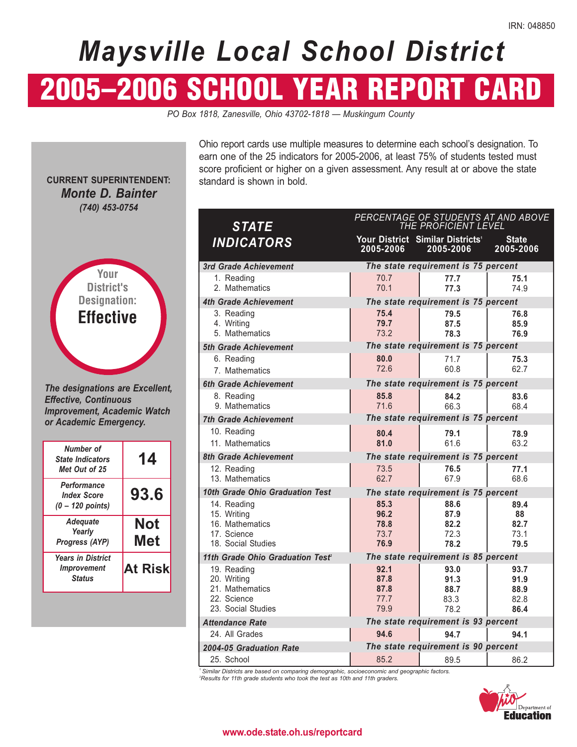IRN: 048850

# Maysville Local School District

# 2005–2006 SCHOOL YEAR REPORT CARD

*PO Box 1818, Zanesville, Ohio 43702-1818 — Muskingum County*

**CURRENT SUPERINTENDENT:**
***Monte D. Bainter***
***(740) 453-0754***

Your District's Designation: **Effective**

*The designations are Excellent, Effective, Continuous Improvement, Academic Watch or Academic Emergency.*

| | |
|---|---|
| *Number of State Indicators Met Out of 25* | **14** |
| *Performance Index Score (0 – 120 points)* | **93.6** |
| *Adequate Yearly Progress (AYP)* | **Not Met** |
| *Years in District Improvement Status* | **At Risk** |

Ohio report cards use multiple measures to determine each school's designation. To earn one of the 25 indicators for 2005-2006, at least 75% of students tested must score proficient or higher on a given assessment. Any result at or above the state standard is shown in bold.

| STATE INDICATORS | PERCENTAGE OF STUDENTS AT AND ABOVE THE PROFICIENT LEVEL | | |
|---|---|---|---|
| | Your District 2005-2006 | Similar Districts[1] 2005-2006 | State 2005-2006 |
| ***3rd Grade Achievement*** | *The state requirement is 75 percent* | | |
| 1. Reading | 70.7 | **77.7** | **75.1** |
| 2. Mathematics | 70.1 | **77.3** | 74.9 |
| ***4th Grade Achievement*** | *The state requirement is 75 percent* | | |
| 3. Reading | **75.4** | **79.5** | **76.8** |
| 4. Writing | **79.7** | **87.5** | **85.9** |
| 5. Mathematics | 73.2 | **78.3** | **76.9** |
| ***5th Grade Achievement*** | *The state requirement is 75 percent* | | |
| 6. Reading | **80.0** | 71.7 | **75.3** |
| 7. Mathematics | 72.6 | 60.8 | 62.7 |
| ***6th Grade Achievement*** | *The state requirement is 75 percent* | | |
| 8. Reading | **85.8** | **84.2** | **83.6** |
| 9. Mathematics | 71.6 | 66.3 | 68.4 |
| ***7th Grade Achievement*** | *The state requirement is 75 percent* | | |
| 10. Reading | **80.4** | **79.1** | **78.9** |
| 11. Mathematics | **81.0** | 61.6 | 63.2 |
| ***8th Grade Achievement*** | *The state requirement is 75 percent* | | |
| 12. Reading | 73.5 | **76.5** | **77.1** |
| 13. Mathematics | 62.7 | 67.9 | 68.6 |
| ***10th Grade Ohio Graduation Test*** | *The state requirement is 75 percent* | | |
| 14. Reading | **85.3** | **88.6** | **89.4** |
| 15. Writing | **96.2** | **87.9** | **88** |
| 16. Mathematics | **78.8** | **82.2** | **82.7** |
| 17. Science | 73.7 | 72.3 | 73.1 |
| 18. Social Studies | **76.9** | **78.2** | **79.5** |
| ***11th Grade Ohio Graduation Test***[2] | *The state requirement is 85 percent* | | |
| 19. Reading | **92.1** | **93.0** | **93.7** |
| 20. Writing | **87.8** | **91.3** | **91.9** |
| 21. Mathematics | **87.8** | **88.7** | **88.9** |
| 22. Science | 77.7 | 83.3 | 82.8 |
| 23. Social Studies | 79.9 | 78.2 | **86.4** |
| ***Attendance Rate*** | *The state requirement is 93 percent* | | |
| 24. All Grades | **94.6** | **94.7** | **94.1** |
| ***2004-05 Graduation Rate*** | *The state requirement is 90 percent* | | |
| 25. School | 85.2 | 89.5 | 86.2 |

*[1] Similar Districts are based on comparing demographic, socioeconomic and geographic factors.*
*[2] Results for 11th grade students who took the test as 10th and 11th graders.*

Ohio Department of Education

www.ode.state.oh.us/reportcard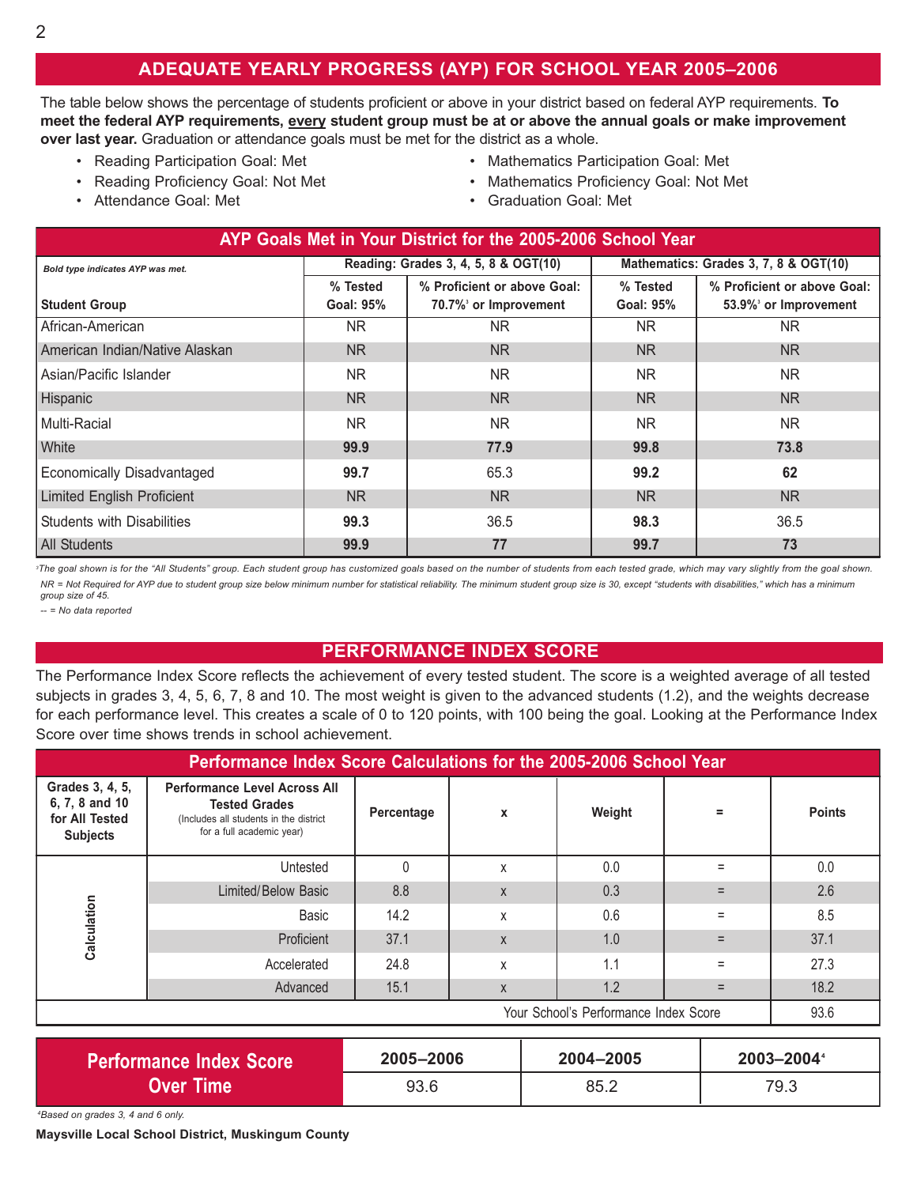## ADEQUATE YEARLY PROGRESS (AYP) FOR SCHOOL YEAR 2005–2006

The table below shows the percentage of students proficient or above in your district based on federal AYP requirements. **To meet the federal AYP requirements, every student group must be at or above the annual goals or make improvement over last year.** Graduation or attendance goals must be met for the district as a whole.

- Reading Participation Goal: Met
- Reading Proficiency Goal: Not Met
- Attendance Goal: Met
- Mathematics Participation Goal: Met
- Mathematics Proficiency Goal: Not Met
- Graduation Goal: Met

**AYP Goals Met in Your District for the 2005-2006 School Year**

| *Bold type indicates AYP was met.* | Reading: Grades 3, 4, 5, 8 & OGT(10) | | Mathematics: Grades 3, 7, 8 & OGT(10) | |
|---|---|---|---|---|
| Student Group | % Tested Goal: 95% | % Proficient or above Goal: 70.7%[3] or Improvement | % Tested Goal: 95% | % Proficient or above Goal: 53.9%[3] or Improvement |
| African-American | NR | NR | NR | NR |
| American Indian/Native Alaskan | NR | NR | NR | NR |
| Asian/Pacific Islander | NR | NR | NR | NR |
| Hispanic | NR | NR | NR | NR |
| Multi-Racial | NR | NR | NR | NR |
| White | **99.9** | **77.9** | **99.8** | **73.8** |
| Economically Disadvantaged | **99.7** | 65.3 | **99.2** | **62** |
| Limited English Proficient | NR | NR | NR | NR |
| Students with Disabilities | **99.3** | 36.5 | **98.3** | 36.5 |
| All Students | **99.9** | **77** | **99.7** | **73** |

*[3]The goal shown is for the "All Students" group. Each student group has customized goals based on the number of students from each tested grade, which may vary slightly from the goal shown.*

*NR = Not Required for AYP due to student group size below minimum number for statistical reliability. The minimum student group size is 30, except "students with disabilities," which has a minimum group size of 45.*

*-- = No data reported*

## PERFORMANCE INDEX SCORE

The Performance Index Score reflects the achievement of every tested student. The score is a weighted average of all tested subjects in grades 3, 4, 5, 6, 7, 8 and 10. The most weight is given to the advanced students (1.2), and the weights decrease for each performance level. This creates a scale of 0 to 120 points, with 100 being the goal. Looking at the Performance Index Score over time shows trends in school achievement.

**Performance Index Score Calculations for the 2005-2006 School Year**

| Grades 3, 4, 5, 6, 7, 8 and 10 for All Tested Subjects | Performance Level Across All Tested Grades (Includes all students in the district for a full academic year) | Percentage | x | Weight | = | Points |
|---|---|---|---|---|---|---|
| Calculation | Untested | 0 | x | 0.0 | = | 0.0 |
| | Limited/Below Basic | 8.8 | x | 0.3 | = | 2.6 |
| | Basic | 14.2 | x | 0.6 | = | 8.5 |
| | Proficient | 37.1 | x | 1.0 | = | 37.1 |
| | Accelerated | 24.8 | x | 1.1 | = | 27.3 |
| | Advanced | 15.1 | x | 1.2 | = | 18.2 |
| | | | | Your School's Performance Index Score | | 93.6 |

| Performance Index Score Over Time | 2005–2006 | 2004–2005 | 2003–2004[4] |
|---|---|---|---|
| | 93.6 | 85.2 | 79.3 |

*[4]Based on grades 3, 4 and 6 only.*

**Maysville Local School District, Muskingum County**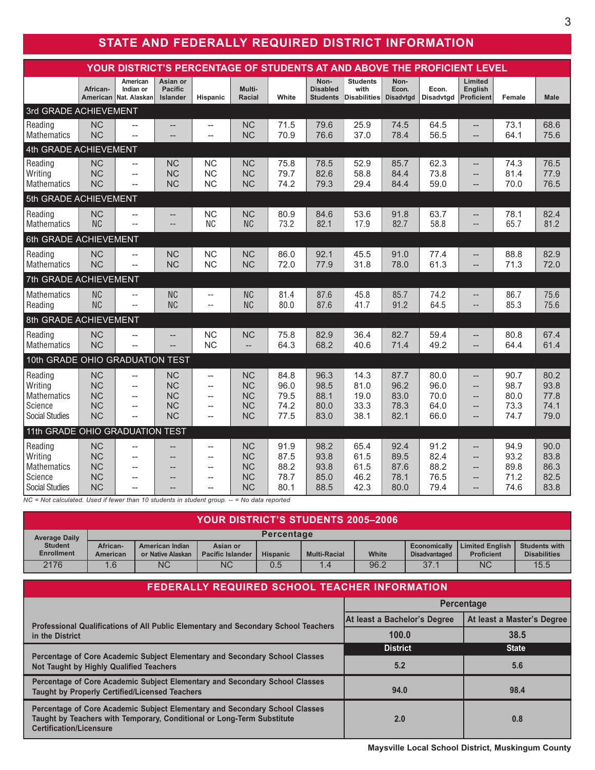# STATE AND FEDERALLY REQUIRED DISTRICT INFORMATION

## YOUR DISTRICT'S PERCENTAGE OF STUDENTS AT AND ABOVE THE PROFICIENT LEVEL

| | African-American | American Indian or Nat. Alaskan | Asian or Pacific Islander | Hispanic | Multi-Racial | White | Non-Disabled Students | Students with Disabilities | Non-Econ. Disadvtgd | Econ. Disadvtgd | Limited English Proficient | Female | Male |
|---|---|---|---|---|---|---|---|---|---|---|---|---|---|
| **3rd GRADE ACHIEVEMENT** | | | | | | | | | | | | | |
| Reading | NC | -- | -- | -- | NC | 71.5 | 79.6 | 25.9 | 74.5 | 64.5 | -- | 73.1 | 68.6 |
| Mathematics | NC | -- | -- | -- | NC | 70.9 | 76.6 | 37.0 | 78.4 | 56.5 | -- | 64.1 | 75.6 |
| **4th GRADE ACHIEVEMENT** | | | | | | | | | | | | | |
| Reading | NC | -- | NC | NC | NC | 75.8 | 78.5 | 52.9 | 85.7 | 62.3 | -- | 74.3 | 76.5 |
| Writing | NC | -- | NC | NC | NC | 79.7 | 82.6 | 58.8 | 84.4 | 73.8 | -- | 81.4 | 77.9 |
| Mathematics | NC | -- | NC | NC | NC | 74.2 | 79.3 | 29.4 | 84.4 | 59.0 | -- | 70.0 | 76.5 |
| **5th GRADE ACHIEVEMENT** | | | | | | | | | | | | | |
| Reading | NC | -- | -- | NC | NC | 80.9 | 84.6 | 53.6 | 91.8 | 63.7 | -- | 78.1 | 82.4 |
| Mathematics | NC | -- | -- | NC | NC | 73.2 | 82.1 | 17.9 | 82.7 | 58.8 | -- | 65.7 | 81.2 |
| **6th GRADE ACHIEVEMENT** | | | | | | | | | | | | | |
| Reading | NC | -- | NC | NC | NC | 86.0 | 92.1 | 45.5 | 91.0 | 77.4 | -- | 88.8 | 82.9 |
| Mathematics | NC | -- | NC | NC | NC | 72.0 | 77.9 | 31.8 | 78.0 | 61.3 | -- | 71.3 | 72.0 |
| **7th GRADE ACHIEVEMENT** | | | | | | | | | | | | | |
| Mathematics | NC | -- | NC | -- | NC | 81.4 | 87.6 | 45.8 | 85.7 | 74.2 | -- | 86.7 | 75.6 |
| Reading | NC | -- | NC | -- | NC | 80.0 | 87.6 | 41.7 | 91.2 | 64.5 | -- | 85.3 | 75.6 |
| **8th GRADE ACHIEVEMENT** | | | | | | | | | | | | | |
| Reading | NC | -- | -- | NC | NC | 75.8 | 82.9 | 36.4 | 82.7 | 59.4 | -- | 80.8 | 67.4 |
| Mathematics | NC | -- | -- | NC | -- | 64.3 | 68.2 | 40.6 | 71.4 | 49.2 | -- | 64.4 | 61.4 |
| **10th GRADE OHIO GRADUATION TEST** | | | | | | | | | | | | | |
| Reading | NC | -- | NC | -- | NC | 84.8 | 96.3 | 14.3 | 87.7 | 80.0 | -- | 90.7 | 80.2 |
| Writing | NC | -- | NC | -- | NC | 96.0 | 98.5 | 81.0 | 96.2 | 96.0 | -- | 98.7 | 93.8 |
| Mathematics | NC | -- | NC | -- | NC | 79.5 | 88.1 | 19.0 | 83.0 | 70.0 | -- | 80.0 | 77.8 |
| Science | NC | -- | NC | -- | NC | 74.2 | 80.0 | 33.3 | 78.3 | 64.0 | -- | 73.3 | 74.1 |
| Social Studies | NC | -- | NC | -- | NC | 77.5 | 83.0 | 38.1 | 82.1 | 66.0 | -- | 74.7 | 79.0 |
| **11th GRADE OHIO GRADUATION TEST** | | | | | | | | | | | | | |
| Reading | NC | -- | -- | -- | NC | 91.9 | 98.2 | 65.4 | 92.4 | 91.2 | -- | 94.9 | 90.0 |
| Writing | NC | -- | -- | -- | NC | 87.5 | 93.8 | 61.5 | 89.5 | 82.4 | -- | 93.2 | 83.8 |
| Mathematics | NC | -- | -- | -- | NC | 88.2 | 93.8 | 61.5 | 87.6 | 88.2 | -- | 89.8 | 86.3 |
| Science | NC | -- | -- | -- | NC | 78.7 | 85.0 | 46.2 | 78.1 | 76.5 | -- | 71.2 | 82.5 |
| Social Studies | NC | -- | -- | -- | NC | 80.1 | 88.5 | 42.3 | 80.0 | 79.4 | -- | 74.6 | 83.8 |

*NC = Not calculated. Used if fewer than 10 students in student group. -- = No data reported*

## YOUR DISTRICT'S STUDENTS 2005–2006

| Average Daily Student Enrollment | Percentage | | | | | | | | |
|---|---|---|---|---|---|---|---|---|---|
| | African-American | American Indian or Native Alaskan | Asian or Pacific Islander | Hispanic | Multi-Racial | White | Economically Disadvantaged | Limited English Proficient | Students with Disabilities |
| 2176 | 1.6 | NC | NC | 0.5 | 1.4 | 96.2 | 37.1 | NC | 15.5 |

## FEDERALLY REQUIRED SCHOOL TEACHER INFORMATION

| | Percentage | |
|---|---|---|
| | At least a Bachelor's Degree | At least a Master's Degree |
| **Professional Qualifications of All Public Elementary and Secondary School Teachers in the District** | **100.0** | **38.5** |
| | **District** | **State** |
| **Percentage of Core Academic Subject Elementary and Secondary School Classes Not Taught by Highly Qualified Teachers** | **5.2** | **5.6** |
| **Percentage of Core Academic Subject Elementary and Secondary School Classes Taught by Properly Certified/Licensed Teachers** | **94.0** | **98.4** |
| **Percentage of Core Academic Subject Elementary and Secondary School Classes Taught by Teachers with Temporary, Conditional or Long-Term Substitute Certification/Licensure** | **2.0** | **0.8** |

**Maysville Local School District, Muskingum County**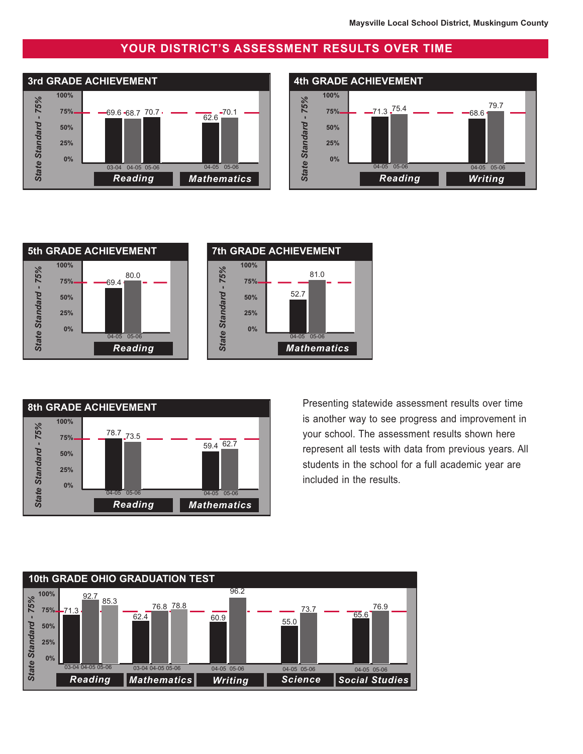Maysville Local School District, Muskingum County

## YOUR DISTRICT'S ASSESSMENT RESULTS OVER TIME

### 3rd GRADE ACHIEVEMENT

State Standard - 75%

100%
75%
50%
25%
0%

69.6 68.7 70.7
03-04 04-05 05-06
Reading

62.6 70.1
04-05 05-06
Mathematics

### 4th GRADE ACHIEVEMENT

State Standard - 75%

100%
75%
50%
25%
0%

71.3 75.4
04-05 05-06
Reading

68.6 79.7
04-05 05-06
Writing

### 5th GRADE ACHIEVEMENT

State Standard - 75%

100%
75%
50%
25%
0%

69.4 80.0
04-05 05-06
Reading

### 7th GRADE ACHIEVEMENT

State Standard - 75%

100%
75%
50%
25%
0%

52.7 81.0
04-05 05-06
Mathematics

### 8th GRADE ACHIEVEMENT

State Standard - 75%

100%
75%
50%
25%
0%

78.7 73.5
04-05 05-06
Reading

59.4 62.7
04-05 05-06
Mathematics

Presenting statewide assessment results over time is another way to see progress and improvement in your school. The assessment results shown here represent all tests with data from previous years. All students in the school for a full academic year are included in the results.

### 10th GRADE OHIO GRADUATION TEST

State Standard - 75%

100%
75%
50%
25%
0%

71.3 92.7 85.3
03-04 04-05 05-06
Reading

62.4 76.8 78.8
03-04 04-05 05-06
Mathematics

60.9 96.2
04-05 05-06
Writing

55.0 73.7
04-05 05-06
Science

65.6 76.9
04-05 05-06
Social Studies